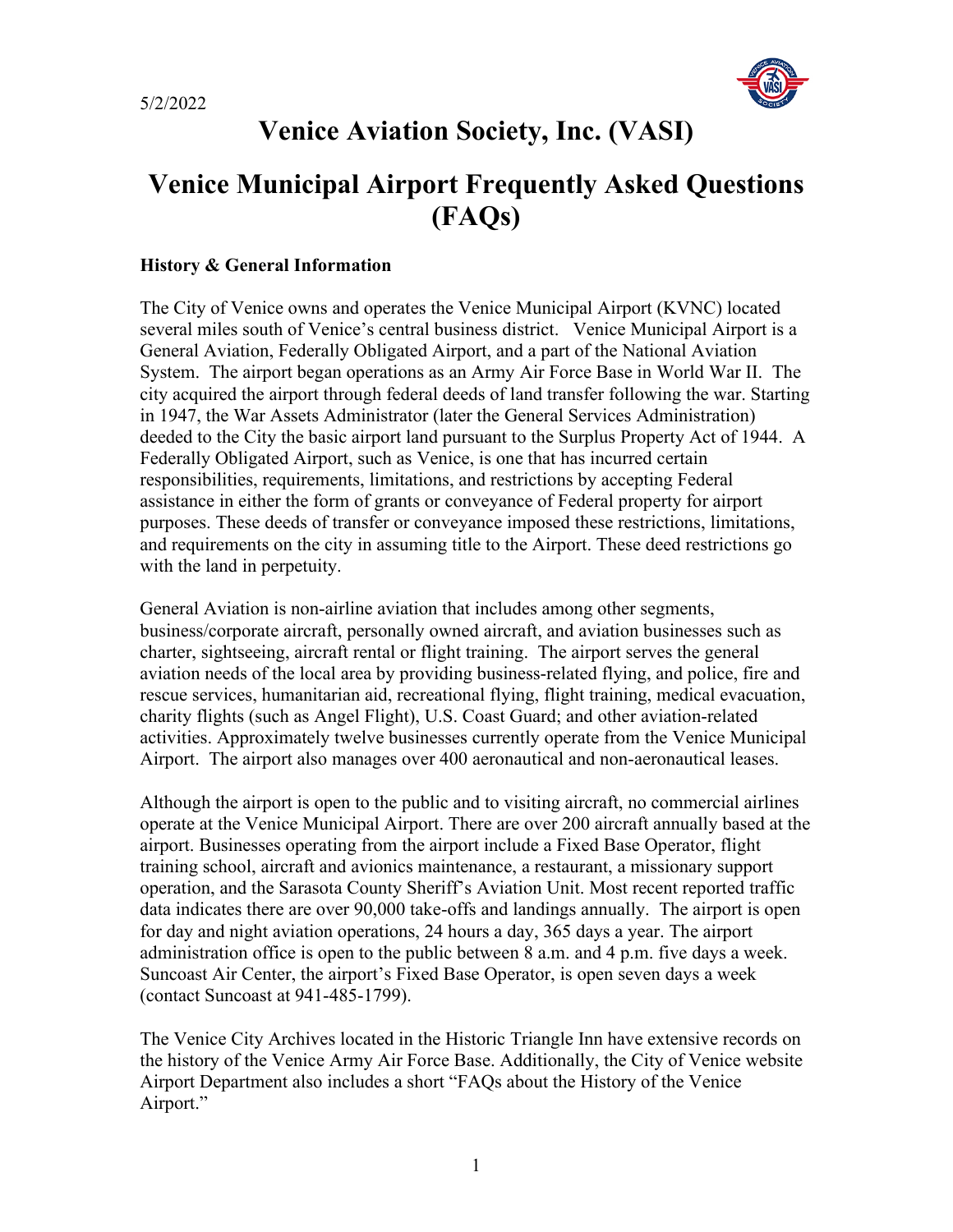5/2/2022

# Venice Aviation Society, Inc. (VASI)

# Venice Municipal Airport Frequently Asked Questions (FAQs)

**History & General Information**

The City of Venice owns and operates the Venice Municipal Airport (KVNC) located several miles south of Venice's central business district. Venice Municipal Airport is a General Aviation, Federally Obligated Airport, and a part of the National Aviation System. The airport began operations as an Army Air Force Base in World War II. The city acquired the airport through federal deeds of land transfer following the war. Starting in 1947, the War Assets Administrator (later the General Services Administration) deeded to the City the basic airport land pursuant to the Surplus Property Act of 1944. A Federally Obligated Airport, such as Venice, is one that has incurred certain responsibilities, requirements, limitations, and restrictions by accepting Federal assistance in either the form of grants or conveyance of Federal property for airport purposes. These deeds of transfer or conveyance imposed these restrictions, limitations, and requirements on the city in assuming title to the Airport. These deed restrictions go with the land in perpetuity.

General Aviation is non-airline aviation that includes among other segments, business/corporate aircraft, personally owned aircraft, and aviation businesses such as charter, sightseeing, aircraft rental or flight training. The airport serves the general aviation needs of the local area by providing business-related flying, and police, fire and rescue services, humanitarian aid, recreational flying, flight training, medical evacuation, charity flights (such as Angel Flight), U.S. Coast Guard; and other aviation-related activities. Approximately twelve businesses currently operate from the Venice Municipal Airport. The airport also manages over 400 aeronautical and non-aeronautical leases.

Although the airport is open to the public and to visiting aircraft, no commercial airlines operate at the Venice Municipal Airport. There are over 200 aircraft annually based at the airport. Businesses operating from the airport include a Fixed Base Operator, flight training school, aircraft and avionics maintenance, a restaurant, a missionary support operation, and the Sarasota County Sheriff's Aviation Unit. Most recent reported traffic data indicates there are over 90,000 take-offs and landings annually. The airport is open for day and night aviation operations, 24 hours a day, 365 days a year. The airport administration office is open to the public between 8 a.m. and 4 p.m. five days a week. Suncoast Air Center, the airport's Fixed Base Operator, is open seven days a week (contact Suncoast at 941-485-1799).

The Venice City Archives located in the Historic Triangle Inn have extensive records on the history of the Venice Army Air Force Base. Additionally, the City of Venice website Airport Department also includes a short "FAQs about the History of the Venice Airport."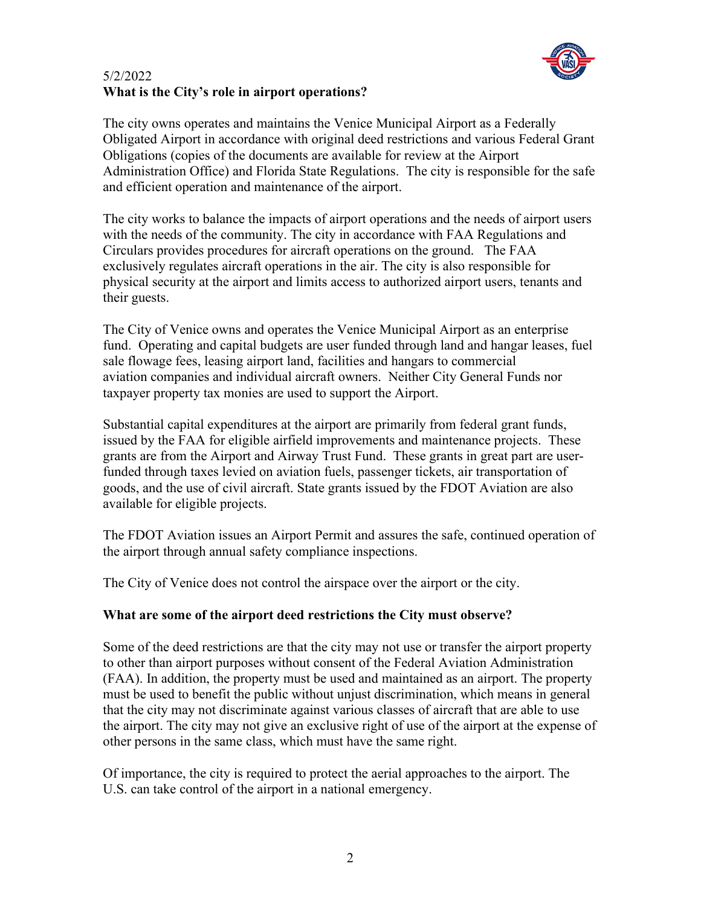5/2/2022

**What is the City's role in airport operations?**

The city owns operates and maintains the Venice Municipal Airport as a Federally Obligated Airport in accordance with original deed restrictions and various Federal Grant Obligations (copies of the documents are available for review at the Airport Administration Office) and Florida State Regulations. The city is responsible for the safe and efficient operation and maintenance of the airport.

The city works to balance the impacts of airport operations and the needs of airport users with the needs of the community. The city in accordance with FAA Regulations and Circulars provides procedures for aircraft operations on the ground. The FAA exclusively regulates aircraft operations in the air. The city is also responsible for physical security at the airport and limits access to authorized airport users, tenants and their guests.

The City of Venice owns and operates the Venice Municipal Airport as an enterprise fund. Operating and capital budgets are user funded through land and hangar leases, fuel sale flowage fees, leasing airport land, facilities and hangars to commercial aviation companies and individual aircraft owners. Neither City General Funds nor taxpayer property tax monies are used to support the Airport.

Substantial capital expenditures at the airport are primarily from federal grant funds, issued by the FAA for eligible airfield improvements and maintenance projects. These grants are from the Airport and Airway Trust Fund. These grants in great part are user-funded through taxes levied on aviation fuels, passenger tickets, air transportation of goods, and the use of civil aircraft. State grants issued by the FDOT Aviation are also available for eligible projects.

The FDOT Aviation issues an Airport Permit and assures the safe, continued operation of the airport through annual safety compliance inspections.

The City of Venice does not control the airspace over the airport or the city.

**What are some of the airport deed restrictions the City must observe?**

Some of the deed restrictions are that the city may not use or transfer the airport property to other than airport purposes without consent of the Federal Aviation Administration (FAA). In addition, the property must be used and maintained as an airport. The property must be used to benefit the public without unjust discrimination, which means in general that the city may not discriminate against various classes of aircraft that are able to use the airport. The city may not give an exclusive right of use of the airport at the expense of other persons in the same class, which must have the same right.

Of importance, the city is required to protect the aerial approaches to the airport. The U.S. can take control of the airport in a national emergency.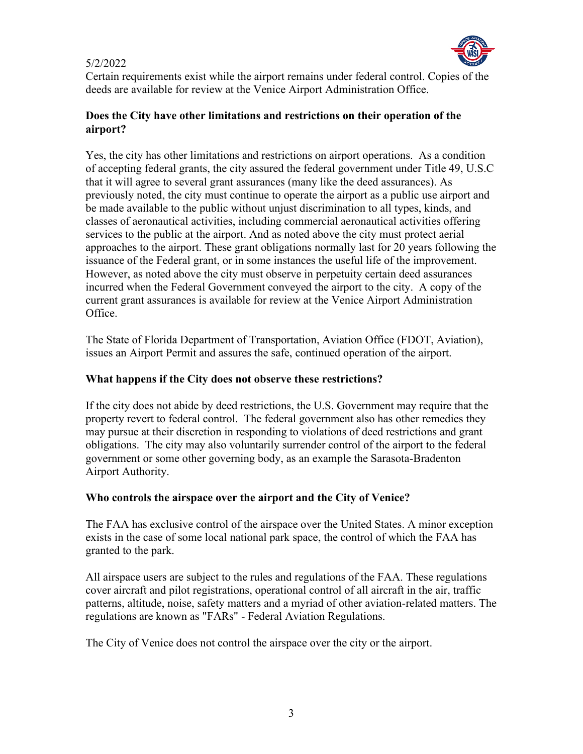Certain requirements exist while the airport remains under federal control. Copies of the deeds are available for review at the Venice Airport Administration Office.

**Does the City have other limitations and restrictions on their operation of the airport?**

Yes, the city has other limitations and restrictions on airport operations. As a condition of accepting federal grants, the city assured the federal government under Title 49, U.S.C that it will agree to several grant assurances (many like the deed assurances). As previously noted, the city must continue to operate the airport as a public use airport and be made available to the public without unjust discrimination to all types, kinds, and classes of aeronautical activities, including commercial aeronautical activities offering services to the public at the airport. And as noted above the city must protect aerial approaches to the airport. These grant obligations normally last for 20 years following the issuance of the Federal grant, or in some instances the useful life of the improvement. However, as noted above the city must observe in perpetuity certain deed assurances incurred when the Federal Government conveyed the airport to the city. A copy of the current grant assurances is available for review at the Venice Airport Administration Office.

The State of Florida Department of Transportation, Aviation Office (FDOT, Aviation), issues an Airport Permit and assures the safe, continued operation of the airport.

**What happens if the City does not observe these restrictions?**

If the city does not abide by deed restrictions, the U.S. Government may require that the property revert to federal control. The federal government also has other remedies they may pursue at their discretion in responding to violations of deed restrictions and grant obligations. The city may also voluntarily surrender control of the airport to the federal government or some other governing body, as an example the Sarasota-Bradenton Airport Authority.

**Who controls the airspace over the airport and the City of Venice?**

The FAA has exclusive control of the airspace over the United States. A minor exception exists in the case of some local national park space, the control of which the FAA has granted to the park.

All airspace users are subject to the rules and regulations of the FAA. These regulations cover aircraft and pilot registrations, operational control of all aircraft in the air, traffic patterns, altitude, noise, safety matters and a myriad of other aviation-related matters. The regulations are known as "FARs" - Federal Aviation Regulations.

The City of Venice does not control the airspace over the city or the airport.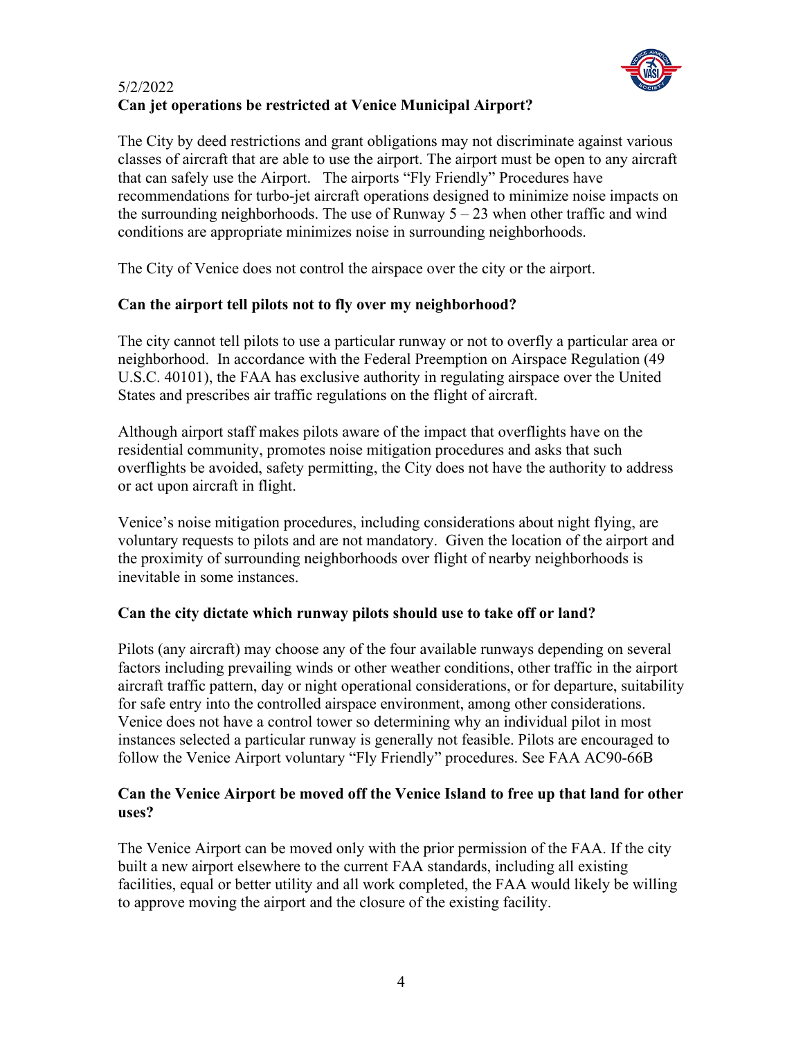5/2/2022

**Can jet operations be restricted at Venice Municipal Airport?**

The City by deed restrictions and grant obligations may not discriminate against various classes of aircraft that are able to use the airport. The airport must be open to any aircraft that can safely use the Airport. The airports "Fly Friendly" Procedures have recommendations for turbo-jet aircraft operations designed to minimize noise impacts on the surrounding neighborhoods. The use of Runway 5 – 23 when other traffic and wind conditions are appropriate minimizes noise in surrounding neighborhoods.

The City of Venice does not control the airspace over the city or the airport.

**Can the airport tell pilots not to fly over my neighborhood?**

The city cannot tell pilots to use a particular runway or not to overfly a particular area or neighborhood. In accordance with the Federal Preemption on Airspace Regulation (49 U.S.C. 40101), the FAA has exclusive authority in regulating airspace over the United States and prescribes air traffic regulations on the flight of aircraft.

Although airport staff makes pilots aware of the impact that overflights have on the residential community, promotes noise mitigation procedures and asks that such overflights be avoided, safety permitting, the City does not have the authority to address or act upon aircraft in flight.

Venice's noise mitigation procedures, including considerations about night flying, are voluntary requests to pilots and are not mandatory. Given the location of the airport and the proximity of surrounding neighborhoods over flight of nearby neighborhoods is inevitable in some instances.

**Can the city dictate which runway pilots should use to take off or land?**

Pilots (any aircraft) may choose any of the four available runways depending on several factors including prevailing winds or other weather conditions, other traffic in the airport aircraft traffic pattern, day or night operational considerations, or for departure, suitability for safe entry into the controlled airspace environment, among other considerations. Venice does not have a control tower so determining why an individual pilot in most instances selected a particular runway is generally not feasible. Pilots are encouraged to follow the Venice Airport voluntary "Fly Friendly" procedures. See FAA AC90-66B

**Can the Venice Airport be moved off the Venice Island to free up that land for other uses?**

The Venice Airport can be moved only with the prior permission of the FAA. If the city built a new airport elsewhere to the current FAA standards, including all existing facilities, equal or better utility and all work completed, the FAA would likely be willing to approve moving the airport and the closure of the existing facility.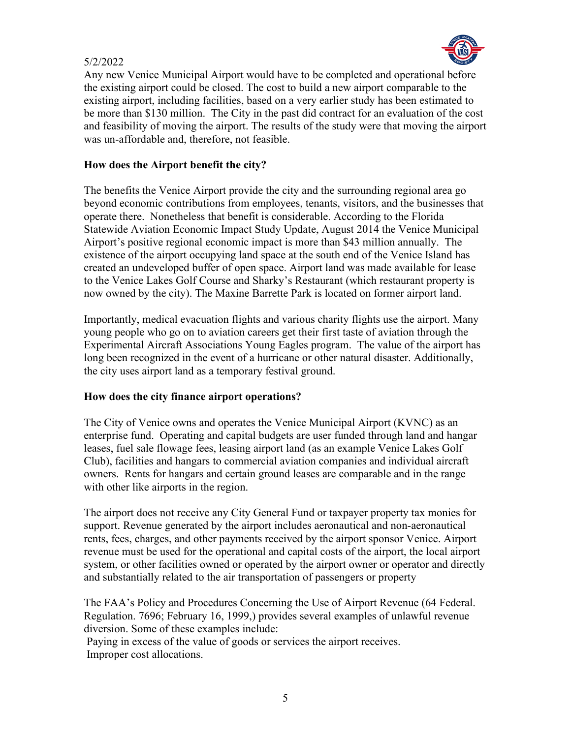5/2/2022

Any new Venice Municipal Airport would have to be completed and operational before the existing airport could be closed. The cost to build a new airport comparable to the existing airport, including facilities, based on a very earlier study has been estimated to be more than $130 million. The City in the past did contract for an evaluation of the cost and feasibility of moving the airport. The results of the study were that moving the airport was un-affordable and, therefore, not feasible.

**How does the Airport benefit the city?**

The benefits the Venice Airport provide the city and the surrounding regional area go beyond economic contributions from employees, tenants, visitors, and the businesses that operate there. Nonetheless that benefit is considerable. According to the Florida Statewide Aviation Economic Impact Study Update, August 2014 the Venice Municipal Airport's positive regional economic impact is more than $43 million annually. The existence of the airport occupying land space at the south end of the Venice Island has created an undeveloped buffer of open space. Airport land was made available for lease to the Venice Lakes Golf Course and Sharky's Restaurant (which restaurant property is now owned by the city). The Maxine Barrette Park is located on former airport land.

Importantly, medical evacuation flights and various charity flights use the airport. Many young people who go on to aviation careers get their first taste of aviation through the Experimental Aircraft Associations Young Eagles program. The value of the airport has long been recognized in the event of a hurricane or other natural disaster. Additionally, the city uses airport land as a temporary festival ground.

**How does the city finance airport operations?**

The City of Venice owns and operates the Venice Municipal Airport (KVNC) as an enterprise fund. Operating and capital budgets are user funded through land and hangar leases, fuel sale flowage fees, leasing airport land (as an example Venice Lakes Golf Club), facilities and hangars to commercial aviation companies and individual aircraft owners. Rents for hangars and certain ground leases are comparable and in the range with other like airports in the region.

The airport does not receive any City General Fund or taxpayer property tax monies for support. Revenue generated by the airport includes aeronautical and non-aeronautical rents, fees, charges, and other payments received by the airport sponsor Venice. Airport revenue must be used for the operational and capital costs of the airport, the local airport system, or other facilities owned or operated by the airport owner or operator and directly and substantially related to the air transportation of passengers or property

The FAA's Policy and Procedures Concerning the Use of Airport Revenue (64 Federal. Regulation. 7696; February 16, 1999,) provides several examples of unlawful revenue diversion. Some of these examples include:

- Paying in excess of the value of goods or services the airport receives.
- Improper cost allocations.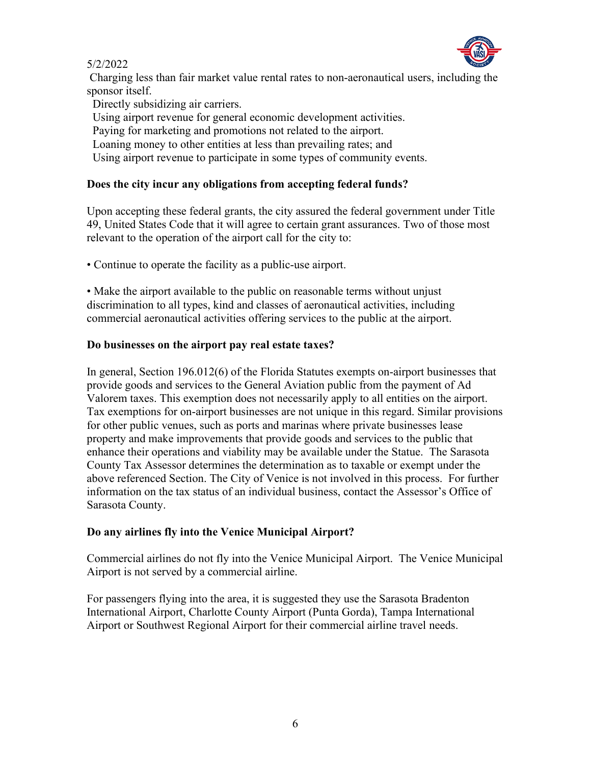Charging less than fair market value rental rates to non-aeronautical users, including the sponsor itself.

Directly subsidizing air carriers.

Using airport revenue for general economic development activities.

Paying for marketing and promotions not related to the airport.

Loaning money to other entities at less than prevailing rates; and

Using airport revenue to participate in some types of community events.

**Does the city incur any obligations from accepting federal funds?**

Upon accepting these federal grants, the city assured the federal government under Title 49, United States Code that it will agree to certain grant assurances. Two of those most relevant to the operation of the airport call for the city to:

• Continue to operate the facility as a public-use airport.

• Make the airport available to the public on reasonable terms without unjust discrimination to all types, kind and classes of aeronautical activities, including commercial aeronautical activities offering services to the public at the airport.

**Do businesses on the airport pay real estate taxes?**

In general, Section 196.012(6) of the Florida Statutes exempts on-airport businesses that provide goods and services to the General Aviation public from the payment of Ad Valorem taxes. This exemption does not necessarily apply to all entities on the airport. Tax exemptions for on-airport businesses are not unique in this regard. Similar provisions for other public venues, such as ports and marinas where private businesses lease property and make improvements that provide goods and services to the public that enhance their operations and viability may be available under the Statue. The Sarasota County Tax Assessor determines the determination as to taxable or exempt under the above referenced Section. The City of Venice is not involved in this process. For further information on the tax status of an individual business, contact the Assessor's Office of Sarasota County.

**Do any airlines fly into the Venice Municipal Airport?**

Commercial airlines do not fly into the Venice Municipal Airport. The Venice Municipal Airport is not served by a commercial airline.

For passengers flying into the area, it is suggested they use the Sarasota Bradenton International Airport, Charlotte County Airport (Punta Gorda), Tampa International Airport or Southwest Regional Airport for their commercial airline travel needs.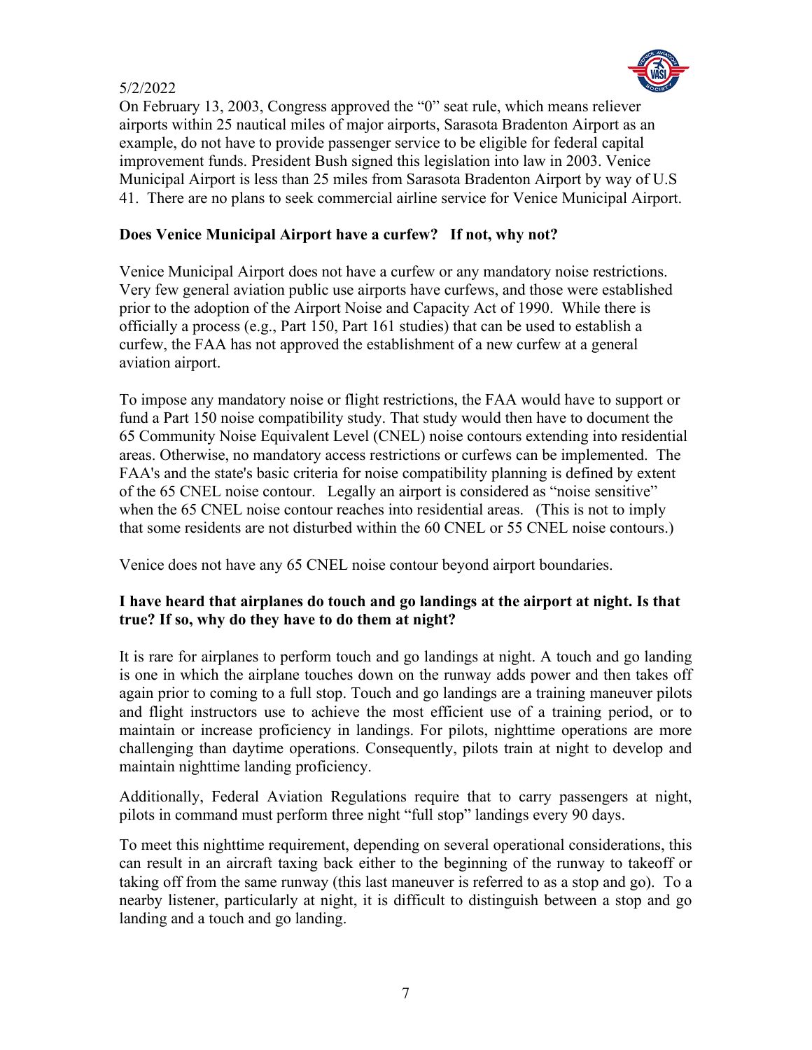5/2/2022

On February 13, 2003, Congress approved the "0" seat rule, which means reliever airports within 25 nautical miles of major airports, Sarasota Bradenton Airport as an example, do not have to provide passenger service to be eligible for federal capital improvement funds. President Bush signed this legislation into law in 2003. Venice Municipal Airport is less than 25 miles from Sarasota Bradenton Airport by way of U.S 41. There are no plans to seek commercial airline service for Venice Municipal Airport.

**Does Venice Municipal Airport have a curfew? If not, why not?**

Venice Municipal Airport does not have a curfew or any mandatory noise restrictions. Very few general aviation public use airports have curfews, and those were established prior to the adoption of the Airport Noise and Capacity Act of 1990. While there is officially a process (e.g., Part 150, Part 161 studies) that can be used to establish a curfew, the FAA has not approved the establishment of a new curfew at a general aviation airport.

To impose any mandatory noise or flight restrictions, the FAA would have to support or fund a Part 150 noise compatibility study. That study would then have to document the 65 Community Noise Equivalent Level (CNEL) noise contours extending into residential areas. Otherwise, no mandatory access restrictions or curfews can be implemented. The FAA's and the state's basic criteria for noise compatibility planning is defined by extent of the 65 CNEL noise contour. Legally an airport is considered as "noise sensitive" when the 65 CNEL noise contour reaches into residential areas. (This is not to imply that some residents are not disturbed within the 60 CNEL or 55 CNEL noise contours.)

Venice does not have any 65 CNEL noise contour beyond airport boundaries.

**I have heard that airplanes do touch and go landings at the airport at night. Is that true? If so, why do they have to do them at night?**

It is rare for airplanes to perform touch and go landings at night. A touch and go landing is one in which the airplane touches down on the runway adds power and then takes off again prior to coming to a full stop. Touch and go landings are a training maneuver pilots and flight instructors use to achieve the most efficient use of a training period, or to maintain or increase proficiency in landings. For pilots, nighttime operations are more challenging than daytime operations. Consequently, pilots train at night to develop and maintain nighttime landing proficiency.

Additionally, Federal Aviation Regulations require that to carry passengers at night, pilots in command must perform three night "full stop" landings every 90 days.

To meet this nighttime requirement, depending on several operational considerations, this can result in an aircraft taxing back either to the beginning of the runway to takeoff or taking off from the same runway (this last maneuver is referred to as a stop and go). To a nearby listener, particularly at night, it is difficult to distinguish between a stop and go landing and a touch and go landing.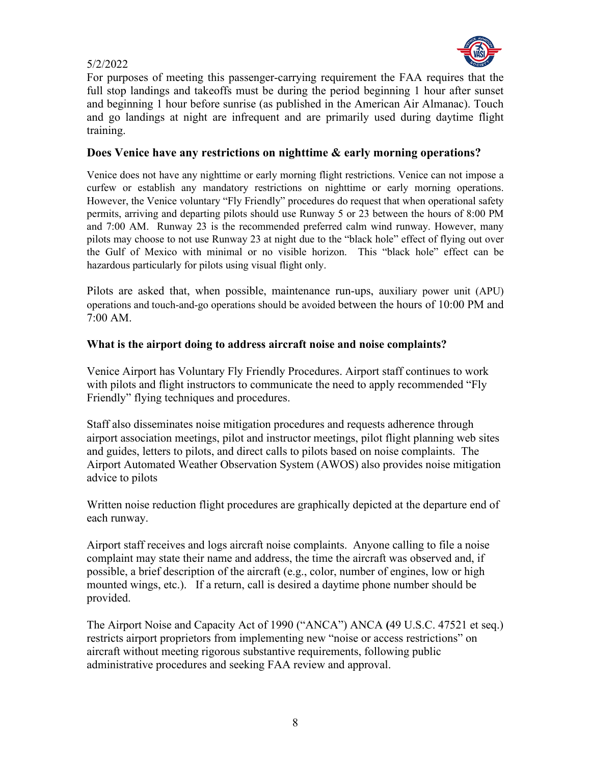5/2/2022

For purposes of meeting this passenger-carrying requirement the FAA requires that the full stop landings and takeoffs must be during the period beginning 1 hour after sunset and beginning 1 hour before sunrise (as published in the American Air Almanac). Touch and go landings at night are infrequent and are primarily used during daytime flight training.

### Does Venice have any restrictions on nighttime & early morning operations?

Venice does not have any nighttime or early morning flight restrictions. Venice can not impose a curfew or establish any mandatory restrictions on nighttime or early morning operations. However, the Venice voluntary "Fly Friendly" procedures do request that when operational safety permits, arriving and departing pilots should use Runway 5 or 23 between the hours of 8:00 PM and 7:00 AM. Runway 23 is the recommended preferred calm wind runway. However, many pilots may choose to not use Runway 23 at night due to the "black hole" effect of flying out over the Gulf of Mexico with minimal or no visible horizon. This "black hole" effect can be hazardous particularly for pilots using visual flight only.

Pilots are asked that, when possible, maintenance run-ups, auxiliary power unit (APU) operations and touch-and-go operations should be avoided between the hours of 10:00 PM and 7:00 AM.

### What is the airport doing to address aircraft noise and noise complaints?

Venice Airport has Voluntary Fly Friendly Procedures. Airport staff continues to work with pilots and flight instructors to communicate the need to apply recommended "Fly Friendly" flying techniques and procedures.

Staff also disseminates noise mitigation procedures and requests adherence through airport association meetings, pilot and instructor meetings, pilot flight planning web sites and guides, letters to pilots, and direct calls to pilots based on noise complaints. The Airport Automated Weather Observation System (AWOS) also provides noise mitigation advice to pilots

Written noise reduction flight procedures are graphically depicted at the departure end of each runway.

Airport staff receives and logs aircraft noise complaints. Anyone calling to file a noise complaint may state their name and address, the time the aircraft was observed and, if possible, a brief description of the aircraft (e.g., color, number of engines, low or high mounted wings, etc.). If a return, call is desired a daytime phone number should be provided.

The Airport Noise and Capacity Act of 1990 ("ANCA") ANCA **(**49 U.S.C. 47521 et seq.) restricts airport proprietors from implementing new "noise or access restrictions" on aircraft without meeting rigorous substantive requirements, following public administrative procedures and seeking FAA review and approval.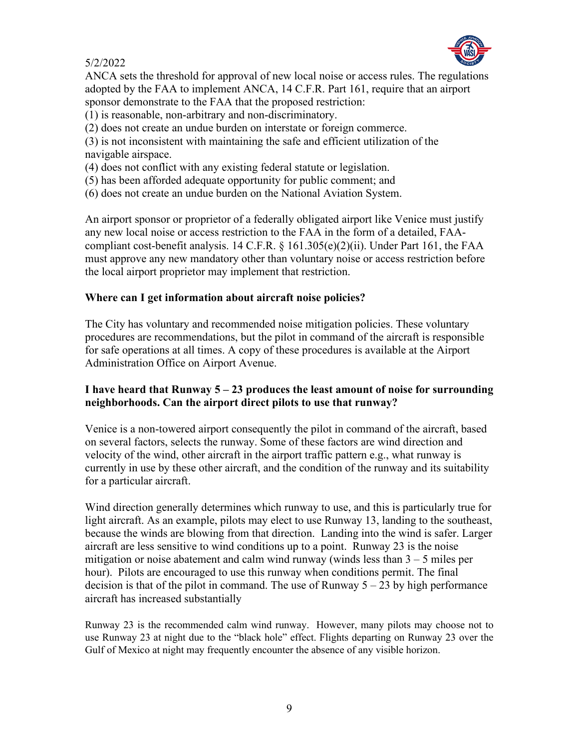ANCA sets the threshold for approval of new local noise or access rules. The regulations adopted by the FAA to implement ANCA, 14 C.F.R. Part 161, require that an airport sponsor demonstrate to the FAA that the proposed restriction:

(1) is reasonable, non-arbitrary and non-discriminatory.
(2) does not create an undue burden on interstate or foreign commerce.
(3) is not inconsistent with maintaining the safe and efficient utilization of the navigable airspace.
(4) does not conflict with any existing federal statute or legislation.
(5) has been afforded adequate opportunity for public comment; and
(6) does not create an undue burden on the National Aviation System.

An airport sponsor or proprietor of a federally obligated airport like Venice must justify any new local noise or access restriction to the FAA in the form of a detailed, FAA-compliant cost-benefit analysis. 14 C.F.R. § 161.305(e)(2)(ii). Under Part 161, the FAA must approve any new mandatory other than voluntary noise or access restriction before the local airport proprietor may implement that restriction.

**Where can I get information about aircraft noise policies?**

The City has voluntary and recommended noise mitigation policies. These voluntary procedures are recommendations, but the pilot in command of the aircraft is responsible for safe operations at all times. A copy of these procedures is available at the Airport Administration Office on Airport Avenue.

**I have heard that Runway 5 – 23 produces the least amount of noise for surrounding neighborhoods. Can the airport direct pilots to use that runway?**

Venice is a non-towered airport consequently the pilot in command of the aircraft, based on several factors, selects the runway. Some of these factors are wind direction and velocity of the wind, other aircraft in the airport traffic pattern e.g., what runway is currently in use by these other aircraft, and the condition of the runway and its suitability for a particular aircraft.

Wind direction generally determines which runway to use, and this is particularly true for light aircraft. As an example, pilots may elect to use Runway 13, landing to the southeast, because the winds are blowing from that direction. Landing into the wind is safer. Larger aircraft are less sensitive to wind conditions up to a point. Runway 23 is the noise mitigation or noise abatement and calm wind runway (winds less than 3 – 5 miles per hour). Pilots are encouraged to use this runway when conditions permit. The final decision is that of the pilot in command. The use of Runway 5 – 23 by high performance aircraft has increased substantially

Runway 23 is the recommended calm wind runway. However, many pilots may choose not to use Runway 23 at night due to the "black hole" effect. Flights departing on Runway 23 over the Gulf of Mexico at night may frequently encounter the absence of any visible horizon.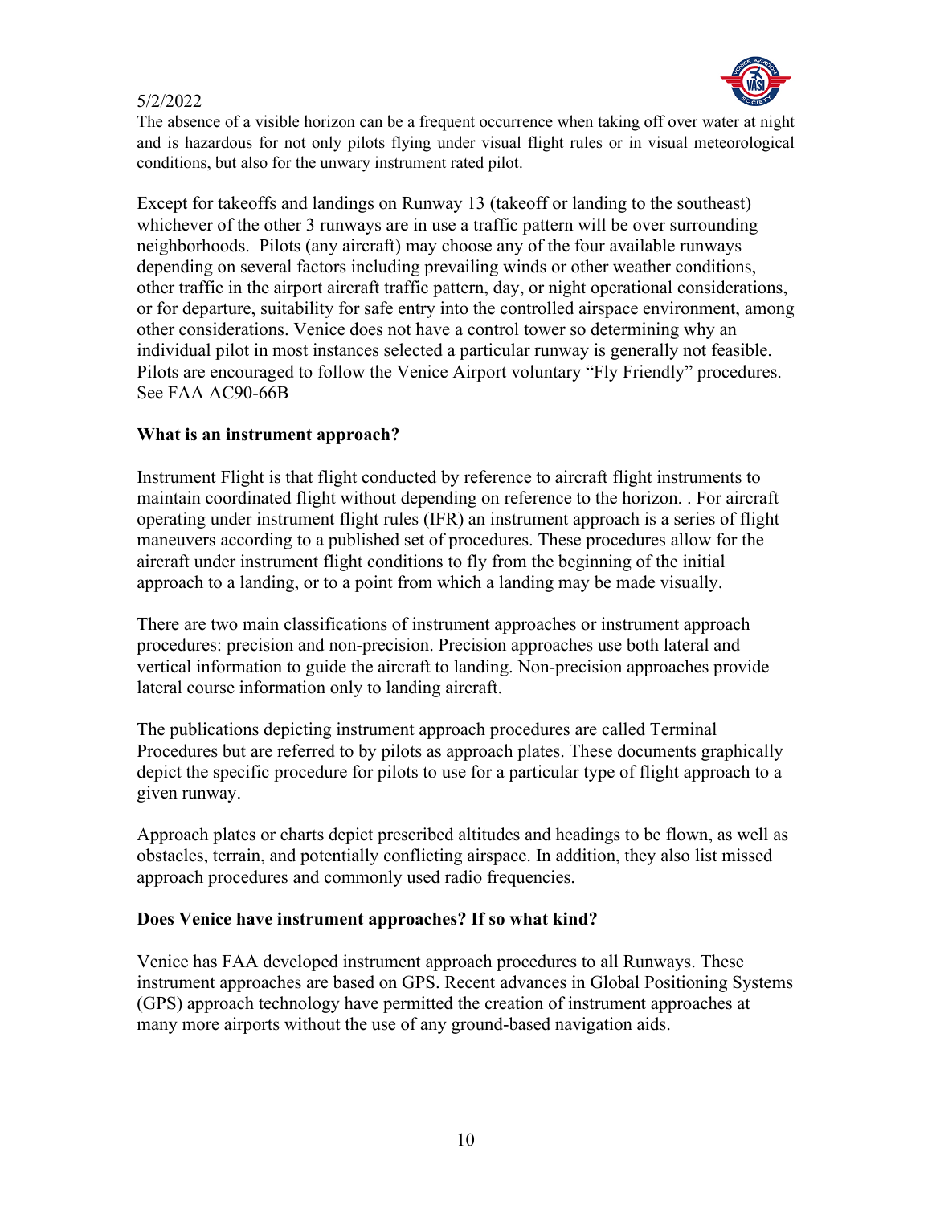The absence of a visible horizon can be a frequent occurrence when taking off over water at night and is hazardous for not only pilots flying under visual flight rules or in visual meteorological conditions, but also for the unwary instrument rated pilot.

Except for takeoffs and landings on Runway 13 (takeoff or landing to the southeast) whichever of the other 3 runways are in use a traffic pattern will be over surrounding neighborhoods. Pilots (any aircraft) may choose any of the four available runways depending on several factors including prevailing winds or other weather conditions, other traffic in the airport aircraft traffic pattern, day, or night operational considerations, or for departure, suitability for safe entry into the controlled airspace environment, among other considerations. Venice does not have a control tower so determining why an individual pilot in most instances selected a particular runway is generally not feasible. Pilots are encouraged to follow the Venice Airport voluntary "Fly Friendly" procedures. See FAA AC90-66B

**What is an instrument approach?**

Instrument Flight is that flight conducted by reference to aircraft flight instruments to maintain coordinated flight without depending on reference to the horizon. . For aircraft operating under instrument flight rules (IFR) an instrument approach is a series of flight maneuvers according to a published set of procedures. These procedures allow for the aircraft under instrument flight conditions to fly from the beginning of the initial approach to a landing, or to a point from which a landing may be made visually.

There are two main classifications of instrument approaches or instrument approach procedures: precision and non-precision. Precision approaches use both lateral and vertical information to guide the aircraft to landing. Non-precision approaches provide lateral course information only to landing aircraft.

The publications depicting instrument approach procedures are called Terminal Procedures but are referred to by pilots as approach plates. These documents graphically depict the specific procedure for pilots to use for a particular type of flight approach to a given runway.

Approach plates or charts depict prescribed altitudes and headings to be flown, as well as obstacles, terrain, and potentially conflicting airspace. In addition, they also list missed approach procedures and commonly used radio frequencies.

**Does Venice have instrument approaches? If so what kind?**

Venice has FAA developed instrument approach procedures to all Runways. These instrument approaches are based on GPS. Recent advances in Global Positioning Systems (GPS) approach technology have permitted the creation of instrument approaches at many more airports without the use of any ground-based navigation aids.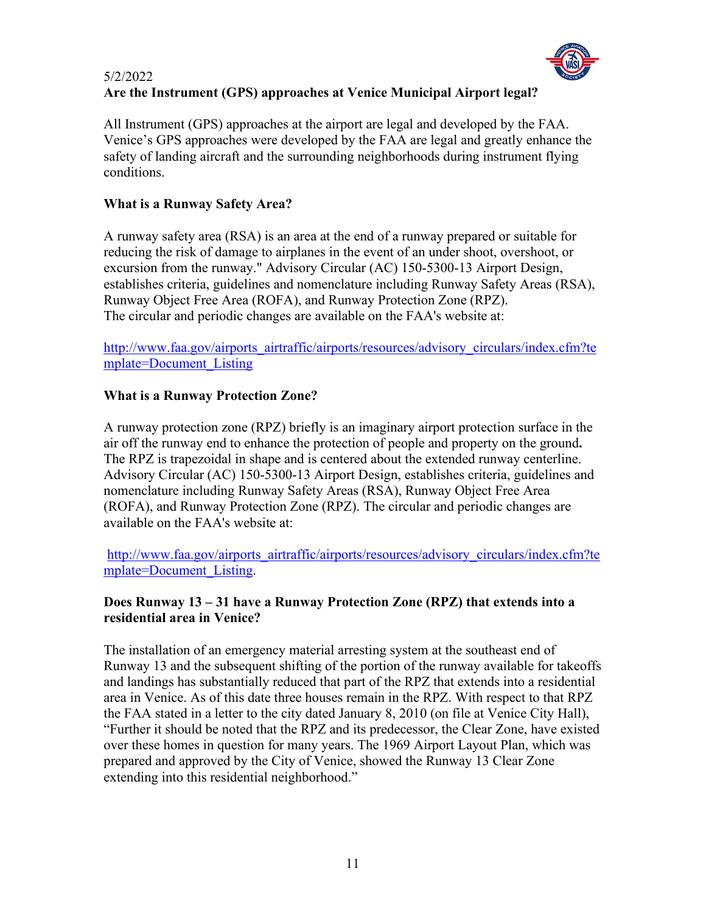5/2/2022

**Are the Instrument (GPS) approaches at Venice Municipal Airport legal?**

All Instrument (GPS) approaches at the airport are legal and developed by the FAA. Venice's GPS approaches were developed by the FAA are legal and greatly enhance the safety of landing aircraft and the surrounding neighborhoods during instrument flying conditions.

**What is a Runway Safety Area?**

A runway safety area (RSA) is an area at the end of a runway prepared or suitable for reducing the risk of damage to airplanes in the event of an under shoot, overshoot, or excursion from the runway." Advisory Circular (AC) 150-5300-13 Airport Design, establishes criteria, guidelines and nomenclature including Runway Safety Areas (RSA), Runway Object Free Area (ROFA), and Runway Protection Zone (RPZ). The circular and periodic changes are available on the FAA's website at:

[http://www.faa.gov/airports_airtraffic/airports/resources/advisory_circulars/index.cfm?template=Document_Listing](http://www.faa.gov/airports_airtraffic/airports/resources/advisory_circulars/index.cfm?template=Document_Listing)

**What is a Runway Protection Zone?**

A runway protection zone (RPZ) briefly is an imaginary airport protection surface in the air off the runway end to enhance the protection of people and property on the ground**.** The RPZ is trapezoidal in shape and is centered about the extended runway centerline. Advisory Circular (AC) 150-5300-13 Airport Design, establishes criteria, guidelines and nomenclature including Runway Safety Areas (RSA), Runway Object Free Area (ROFA), and Runway Protection Zone (RPZ). The circular and periodic changes are available on the FAA's website at:

[http://www.faa.gov/airports_airtraffic/airports/resources/advisory_circulars/index.cfm?template=Document_Listing](http://www.faa.gov/airports_airtraffic/airports/resources/advisory_circulars/index.cfm?template=Document_Listing).

**Does Runway 13 – 31 have a Runway Protection Zone (RPZ) that extends into a residential area in Venice?**

The installation of an emergency material arresting system at the southeast end of Runway 13 and the subsequent shifting of the portion of the runway available for takeoffs and landings has substantially reduced that part of the RPZ that extends into a residential area in Venice. As of this date three houses remain in the RPZ. With respect to that RPZ the FAA stated in a letter to the city dated January 8, 2010 (on file at Venice City Hall), "Further it should be noted that the RPZ and its predecessor, the Clear Zone, have existed over these homes in question for many years. The 1969 Airport Layout Plan, which was prepared and approved by the City of Venice, showed the Runway 13 Clear Zone extending into this residential neighborhood."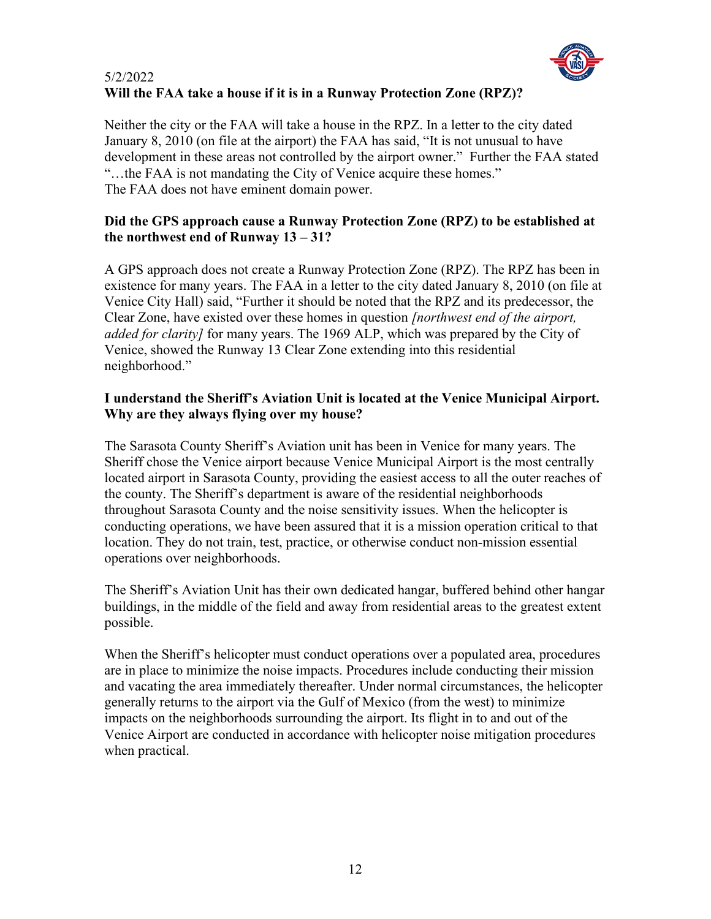5/2/2022

**Will the FAA take a house if it is in a Runway Protection Zone (RPZ)?**

Neither the city or the FAA will take a house in the RPZ. In a letter to the city dated January 8, 2010 (on file at the airport) the FAA has said, "It is not unusual to have development in these areas not controlled by the airport owner." Further the FAA stated "…the FAA is not mandating the City of Venice acquire these homes."
The FAA does not have eminent domain power.

**Did the GPS approach cause a Runway Protection Zone (RPZ) to be established at the northwest end of Runway 13 – 31?**

A GPS approach does not create a Runway Protection Zone (RPZ). The RPZ has been in existence for many years. The FAA in a letter to the city dated January 8, 2010 (on file at Venice City Hall) said, "Further it should be noted that the RPZ and its predecessor, the Clear Zone, have existed over these homes in question *[northwest end of the airport, added for clarity]* for many years. The 1969 ALP, which was prepared by the City of Venice, showed the Runway 13 Clear Zone extending into this residential neighborhood."

**I understand the Sheriff's Aviation Unit is located at the Venice Municipal Airport. Why are they always flying over my house?**

The Sarasota County Sheriff's Aviation unit has been in Venice for many years. The Sheriff chose the Venice airport because Venice Municipal Airport is the most centrally located airport in Sarasota County, providing the easiest access to all the outer reaches of the county. The Sheriff's department is aware of the residential neighborhoods throughout Sarasota County and the noise sensitivity issues. When the helicopter is conducting operations, we have been assured that it is a mission operation critical to that location. They do not train, test, practice, or otherwise conduct non-mission essential operations over neighborhoods.

The Sheriff's Aviation Unit has their own dedicated hangar, buffered behind other hangar buildings, in the middle of the field and away from residential areas to the greatest extent possible.

When the Sheriff's helicopter must conduct operations over a populated area, procedures are in place to minimize the noise impacts. Procedures include conducting their mission and vacating the area immediately thereafter. Under normal circumstances, the helicopter generally returns to the airport via the Gulf of Mexico (from the west) to minimize impacts on the neighborhoods surrounding the airport. Its flight in to and out of the Venice Airport are conducted in accordance with helicopter noise mitigation procedures when practical.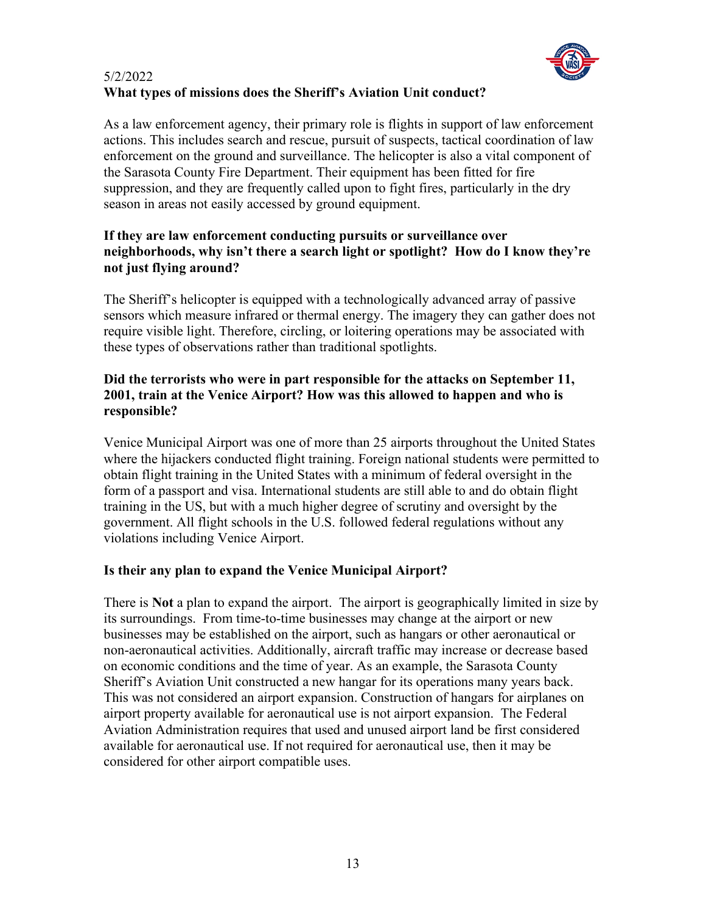5/2/2022

**What types of missions does the Sheriff's Aviation Unit conduct?**

As a law enforcement agency, their primary role is flights in support of law enforcement actions. This includes search and rescue, pursuit of suspects, tactical coordination of law enforcement on the ground and surveillance. The helicopter is also a vital component of the Sarasota County Fire Department. Their equipment has been fitted for fire suppression, and they are frequently called upon to fight fires, particularly in the dry season in areas not easily accessed by ground equipment.

**If they are law enforcement conducting pursuits or surveillance over neighborhoods, why isn't there a search light or spotlight? How do I know they're not just flying around?**

The Sheriff's helicopter is equipped with a technologically advanced array of passive sensors which measure infrared or thermal energy. The imagery they can gather does not require visible light. Therefore, circling, or loitering operations may be associated with these types of observations rather than traditional spotlights.

**Did the terrorists who were in part responsible for the attacks on September 11, 2001, train at the Venice Airport? How was this allowed to happen and who is responsible?**

Venice Municipal Airport was one of more than 25 airports throughout the United States where the hijackers conducted flight training. Foreign national students were permitted to obtain flight training in the United States with a minimum of federal oversight in the form of a passport and visa. International students are still able to and do obtain flight training in the US, but with a much higher degree of scrutiny and oversight by the government. All flight schools in the U.S. followed federal regulations without any violations including Venice Airport.

**Is their any plan to expand the Venice Municipal Airport?**

There is **Not** a plan to expand the airport. The airport is geographically limited in size by its surroundings. From time-to-time businesses may change at the airport or new businesses may be established on the airport, such as hangars or other aeronautical or non-aeronautical activities. Additionally, aircraft traffic may increase or decrease based on economic conditions and the time of year. As an example, the Sarasota County Sheriff's Aviation Unit constructed a new hangar for its operations many years back. This was not considered an airport expansion. Construction of hangars for airplanes on airport property available for aeronautical use is not airport expansion. The Federal Aviation Administration requires that used and unused airport land be first considered available for aeronautical use. If not required for aeronautical use, then it may be considered for other airport compatible uses.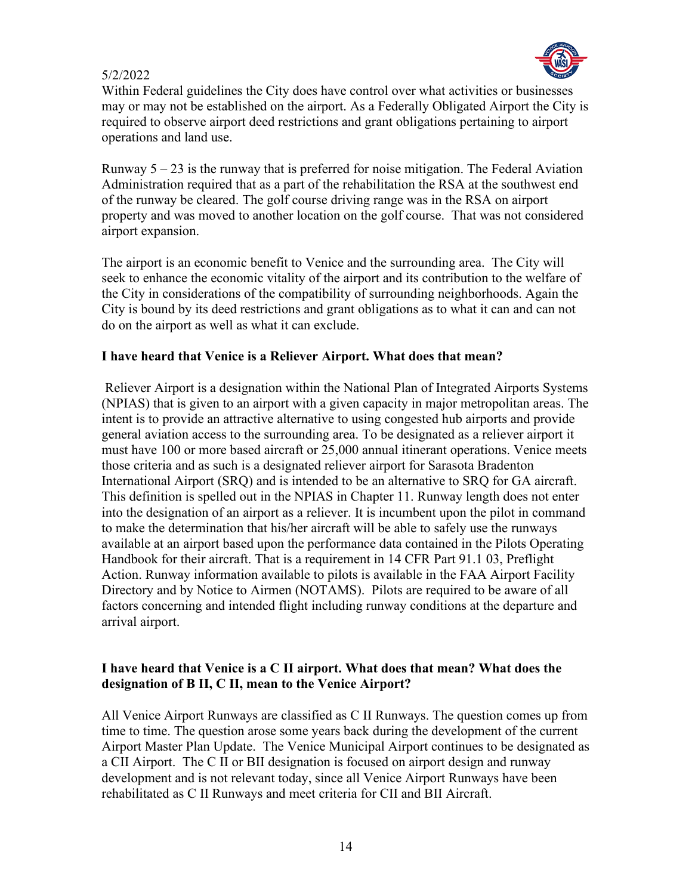Within Federal guidelines the City does have control over what activities or businesses may or may not be established on the airport. As a Federally Obligated Airport the City is required to observe airport deed restrictions and grant obligations pertaining to airport operations and land use.

Runway 5 – 23 is the runway that is preferred for noise mitigation. The Federal Aviation Administration required that as a part of the rehabilitation the RSA at the southwest end of the runway be cleared. The golf course driving range was in the RSA on airport property and was moved to another location on the golf course. That was not considered airport expansion.

The airport is an economic benefit to Venice and the surrounding area. The City will seek to enhance the economic vitality of the airport and its contribution to the welfare of the City in considerations of the compatibility of surrounding neighborhoods. Again the City is bound by its deed restrictions and grant obligations as to what it can and can not do on the airport as well as what it can exclude.

**I have heard that Venice is a Reliever Airport. What does that mean?**

Reliever Airport is a designation within the National Plan of Integrated Airports Systems (NPIAS) that is given to an airport with a given capacity in major metropolitan areas. The intent is to provide an attractive alternative to using congested hub airports and provide general aviation access to the surrounding area. To be designated as a reliever airport it must have 100 or more based aircraft or 25,000 annual itinerant operations. Venice meets those criteria and as such is a designated reliever airport for Sarasota Bradenton International Airport (SRQ) and is intended to be an alternative to SRQ for GA aircraft. This definition is spelled out in the NPIAS in Chapter 11. Runway length does not enter into the designation of an airport as a reliever. It is incumbent upon the pilot in command to make the determination that his/her aircraft will be able to safely use the runways available at an airport based upon the performance data contained in the Pilots Operating Handbook for their aircraft. That is a requirement in 14 CFR Part 91.1 03, Preflight Action. Runway information available to pilots is available in the FAA Airport Facility Directory and by Notice to Airmen (NOTAMS). Pilots are required to be aware of all factors concerning and intended flight including runway conditions at the departure and arrival airport.

**I have heard that Venice is a C II airport. What does that mean? What does the designation of B II, C II, mean to the Venice Airport?**

All Venice Airport Runways are classified as C II Runways. The question comes up from time to time. The question arose some years back during the development of the current Airport Master Plan Update. The Venice Municipal Airport continues to be designated as a CII Airport. The C II or BII designation is focused on airport design and runway development and is not relevant today, since all Venice Airport Runways have been rehabilitated as C II Runways and meet criteria for CII and BII Aircraft.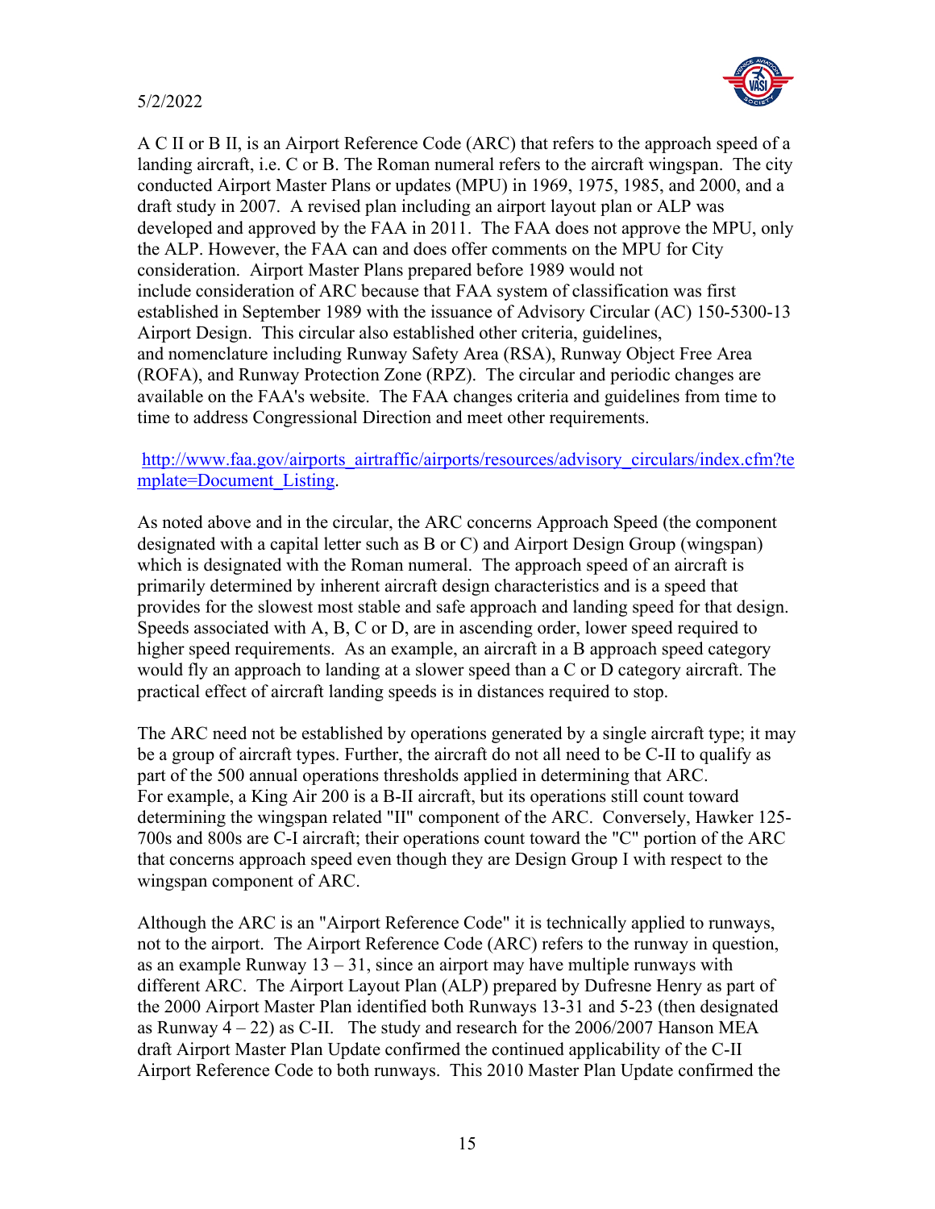A C II or B II, is an Airport Reference Code (ARC) that refers to the approach speed of a landing aircraft, i.e. C or B. The Roman numeral refers to the aircraft wingspan. The city conducted Airport Master Plans or updates (MPU) in 1969, 1975, 1985, and 2000, and a draft study in 2007. A revised plan including an airport layout plan or ALP was developed and approved by the FAA in 2011. The FAA does not approve the MPU, only the ALP. However, the FAA can and does offer comments on the MPU for City consideration. Airport Master Plans prepared before 1989 would not include consideration of ARC because that FAA system of classification was first established in September 1989 with the issuance of Advisory Circular (AC) 150-5300-13 Airport Design. This circular also established other criteria, guidelines, and nomenclature including Runway Safety Area (RSA), Runway Object Free Area (ROFA), and Runway Protection Zone (RPZ). The circular and periodic changes are available on the FAA's website. The FAA changes criteria and guidelines from time to time to address Congressional Direction and meet other requirements.

http://www.faa.gov/airports_airtraffic/airports/resources/advisory_circulars/index.cfm?template=Document_Listing.

As noted above and in the circular, the ARC concerns Approach Speed (the component designated with a capital letter such as B or C) and Airport Design Group (wingspan) which is designated with the Roman numeral. The approach speed of an aircraft is primarily determined by inherent aircraft design characteristics and is a speed that provides for the slowest most stable and safe approach and landing speed for that design. Speeds associated with A, B, C or D, are in ascending order, lower speed required to higher speed requirements. As an example, an aircraft in a B approach speed category would fly an approach to landing at a slower speed than a C or D category aircraft. The practical effect of aircraft landing speeds is in distances required to stop.

The ARC need not be established by operations generated by a single aircraft type; it may be a group of aircraft types. Further, the aircraft do not all need to be C-II to qualify as part of the 500 annual operations thresholds applied in determining that ARC. For example, a King Air 200 is a B-II aircraft, but its operations still count toward determining the wingspan related "II" component of the ARC. Conversely, Hawker 125-700s and 800s are C-I aircraft; their operations count toward the "C" portion of the ARC that concerns approach speed even though they are Design Group I with respect to the wingspan component of ARC.

Although the ARC is an "Airport Reference Code" it is technically applied to runways, not to the airport. The Airport Reference Code (ARC) refers to the runway in question, as an example Runway 13 – 31, since an airport may have multiple runways with different ARC. The Airport Layout Plan (ALP) prepared by Dufresne Henry as part of the 2000 Airport Master Plan identified both Runways 13-31 and 5-23 (then designated as Runway 4 – 22) as C-II. The study and research for the 2006/2007 Hanson MEA draft Airport Master Plan Update confirmed the continued applicability of the C-II Airport Reference Code to both runways. This 2010 Master Plan Update confirmed the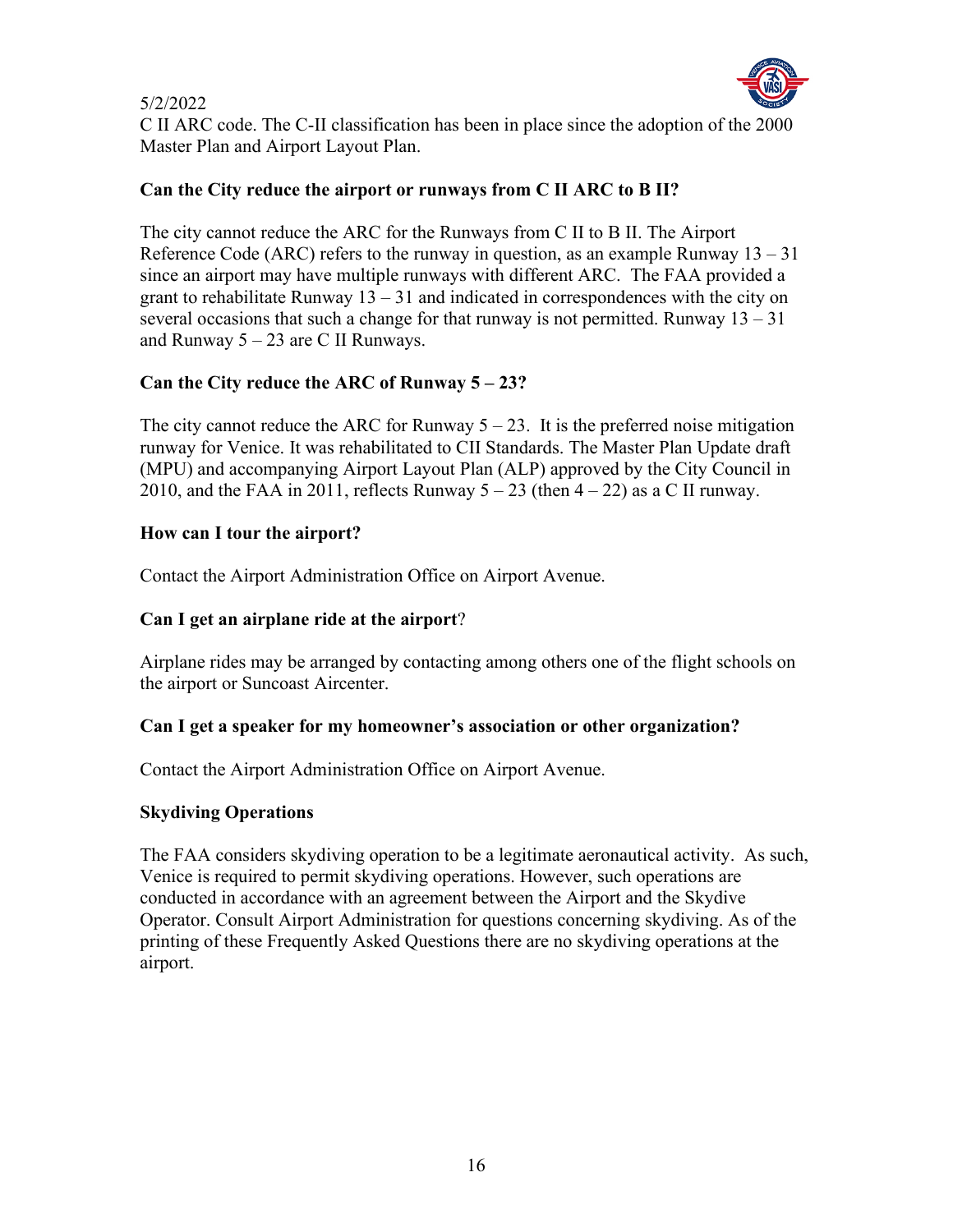C II ARC code. The C-II classification has been in place since the adoption of the 2000 Master Plan and Airport Layout Plan.

**Can the City reduce the airport or runways from C II ARC to B II?**

The city cannot reduce the ARC for the Runways from C II to B II. The Airport Reference Code (ARC) refers to the runway in question, as an example Runway 13 – 31 since an airport may have multiple runways with different ARC. The FAA provided a grant to rehabilitate Runway 13 – 31 and indicated in correspondences with the city on several occasions that such a change for that runway is not permitted. Runway 13 – 31 and Runway 5 – 23 are C II Runways.

**Can the City reduce the ARC of Runway 5 – 23?**

The city cannot reduce the ARC for Runway 5 – 23. It is the preferred noise mitigation runway for Venice. It was rehabilitated to CII Standards. The Master Plan Update draft (MPU) and accompanying Airport Layout Plan (ALP) approved by the City Council in 2010, and the FAA in 2011, reflects Runway 5 – 23 (then 4 – 22) as a C II runway.

**How can I tour the airport?**

Contact the Airport Administration Office on Airport Avenue.

**Can I get an airplane ride at the airport**?

Airplane rides may be arranged by contacting among others one of the flight schools on the airport or Suncoast Aircenter.

**Can I get a speaker for my homeowner's association or other organization?**

Contact the Airport Administration Office on Airport Avenue.

**Skydiving Operations**

The FAA considers skydiving operation to be a legitimate aeronautical activity. As such, Venice is required to permit skydiving operations. However, such operations are conducted in accordance with an agreement between the Airport and the Skydive Operator. Consult Airport Administration for questions concerning skydiving. As of the printing of these Frequently Asked Questions there are no skydiving operations at the airport.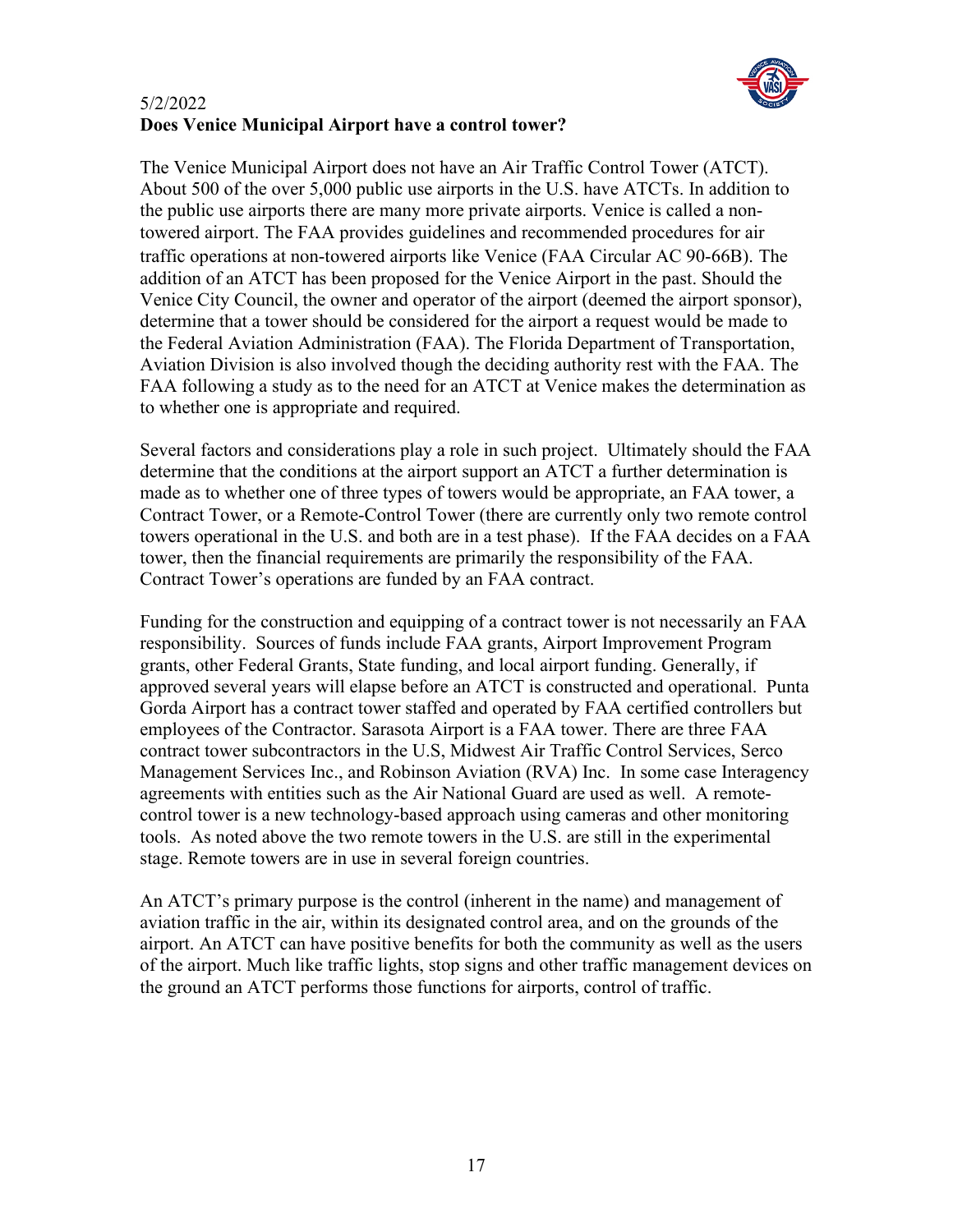5/2/2022

**Does Venice Municipal Airport have a control tower?**

The Venice Municipal Airport does not have an Air Traffic Control Tower (ATCT). About 500 of the over 5,000 public use airports in the U.S. have ATCTs. In addition to the public use airports there are many more private airports. Venice is called a non-towered airport. The FAA provides guidelines and recommended procedures for air traffic operations at non-towered airports like Venice (FAA Circular AC 90-66B). The addition of an ATCT has been proposed for the Venice Airport in the past. Should the Venice City Council, the owner and operator of the airport (deemed the airport sponsor), determine that a tower should be considered for the airport a request would be made to the Federal Aviation Administration (FAA). The Florida Department of Transportation, Aviation Division is also involved though the deciding authority rest with the FAA. The FAA following a study as to the need for an ATCT at Venice makes the determination as to whether one is appropriate and required.

Several factors and considerations play a role in such project. Ultimately should the FAA determine that the conditions at the airport support an ATCT a further determination is made as to whether one of three types of towers would be appropriate, an FAA tower, a Contract Tower, or a Remote-Control Tower (there are currently only two remote control towers operational in the U.S. and both are in a test phase). If the FAA decides on a FAA tower, then the financial requirements are primarily the responsibility of the FAA. Contract Tower's operations are funded by an FAA contract.

Funding for the construction and equipping of a contract tower is not necessarily an FAA responsibility. Sources of funds include FAA grants, Airport Improvement Program grants, other Federal Grants, State funding, and local airport funding. Generally, if approved several years will elapse before an ATCT is constructed and operational. Punta Gorda Airport has a contract tower staffed and operated by FAA certified controllers but employees of the Contractor. Sarasota Airport is a FAA tower. There are three FAA contract tower subcontractors in the U.S, Midwest Air Traffic Control Services, Serco Management Services Inc., and Robinson Aviation (RVA) Inc. In some case Interagency agreements with entities such as the Air National Guard are used as well. A remote-control tower is a new technology-based approach using cameras and other monitoring tools. As noted above the two remote towers in the U.S. are still in the experimental stage. Remote towers are in use in several foreign countries.

An ATCT's primary purpose is the control (inherent in the name) and management of aviation traffic in the air, within its designated control area, and on the grounds of the airport. An ATCT can have positive benefits for both the community as well as the users of the airport. Much like traffic lights, stop signs and other traffic management devices on the ground an ATCT performs those functions for airports, control of traffic.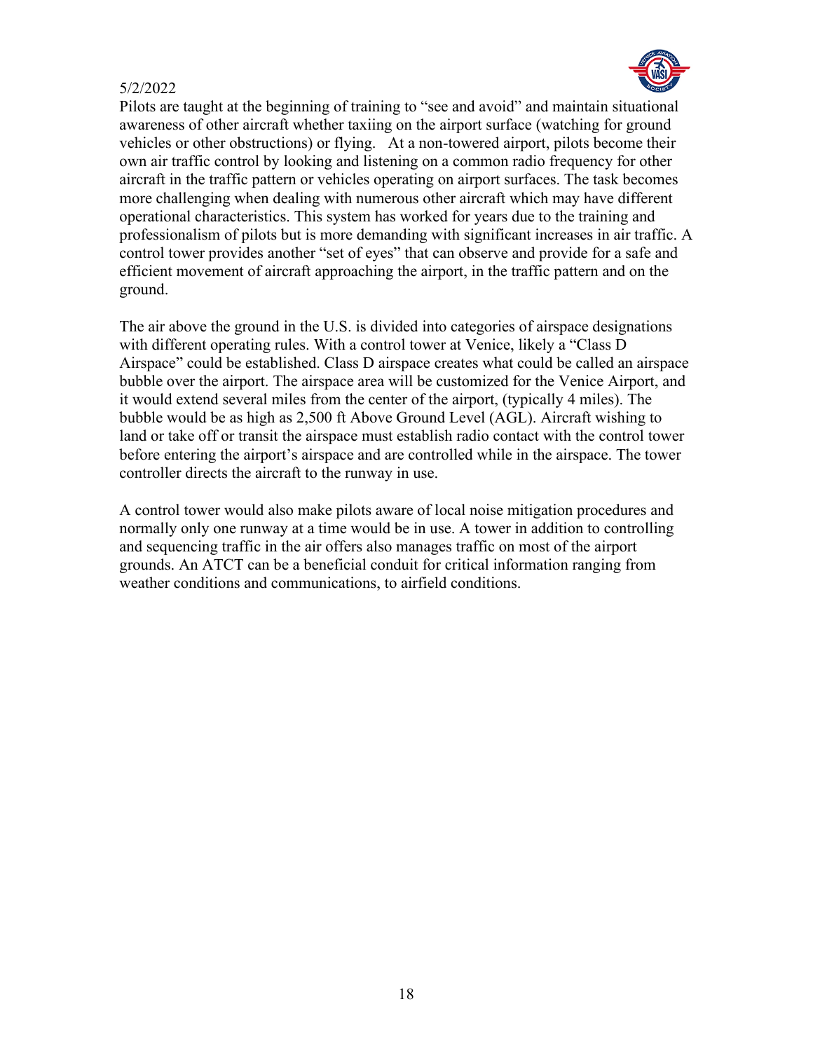5/2/2022

Pilots are taught at the beginning of training to "see and avoid" and maintain situational awareness of other aircraft whether taxiing on the airport surface (watching for ground vehicles or other obstructions) or flying. At a non-towered airport, pilots become their own air traffic control by looking and listening on a common radio frequency for other aircraft in the traffic pattern or vehicles operating on airport surfaces. The task becomes more challenging when dealing with numerous other aircraft which may have different operational characteristics. This system has worked for years due to the training and professionalism of pilots but is more demanding with significant increases in air traffic. A control tower provides another "set of eyes" that can observe and provide for a safe and efficient movement of aircraft approaching the airport, in the traffic pattern and on the ground.

The air above the ground in the U.S. is divided into categories of airspace designations with different operating rules. With a control tower at Venice, likely a "Class D Airspace" could be established. Class D airspace creates what could be called an airspace bubble over the airport. The airspace area will be customized for the Venice Airport, and it would extend several miles from the center of the airport, (typically 4 miles). The bubble would be as high as 2,500 ft Above Ground Level (AGL). Aircraft wishing to land or take off or transit the airspace must establish radio contact with the control tower before entering the airport's airspace and are controlled while in the airspace. The tower controller directs the aircraft to the runway in use.

A control tower would also make pilots aware of local noise mitigation procedures and normally only one runway at a time would be in use. A tower in addition to controlling and sequencing traffic in the air offers also manages traffic on most of the airport grounds. An ATCT can be a beneficial conduit for critical information ranging from weather conditions and communications, to airfield conditions.